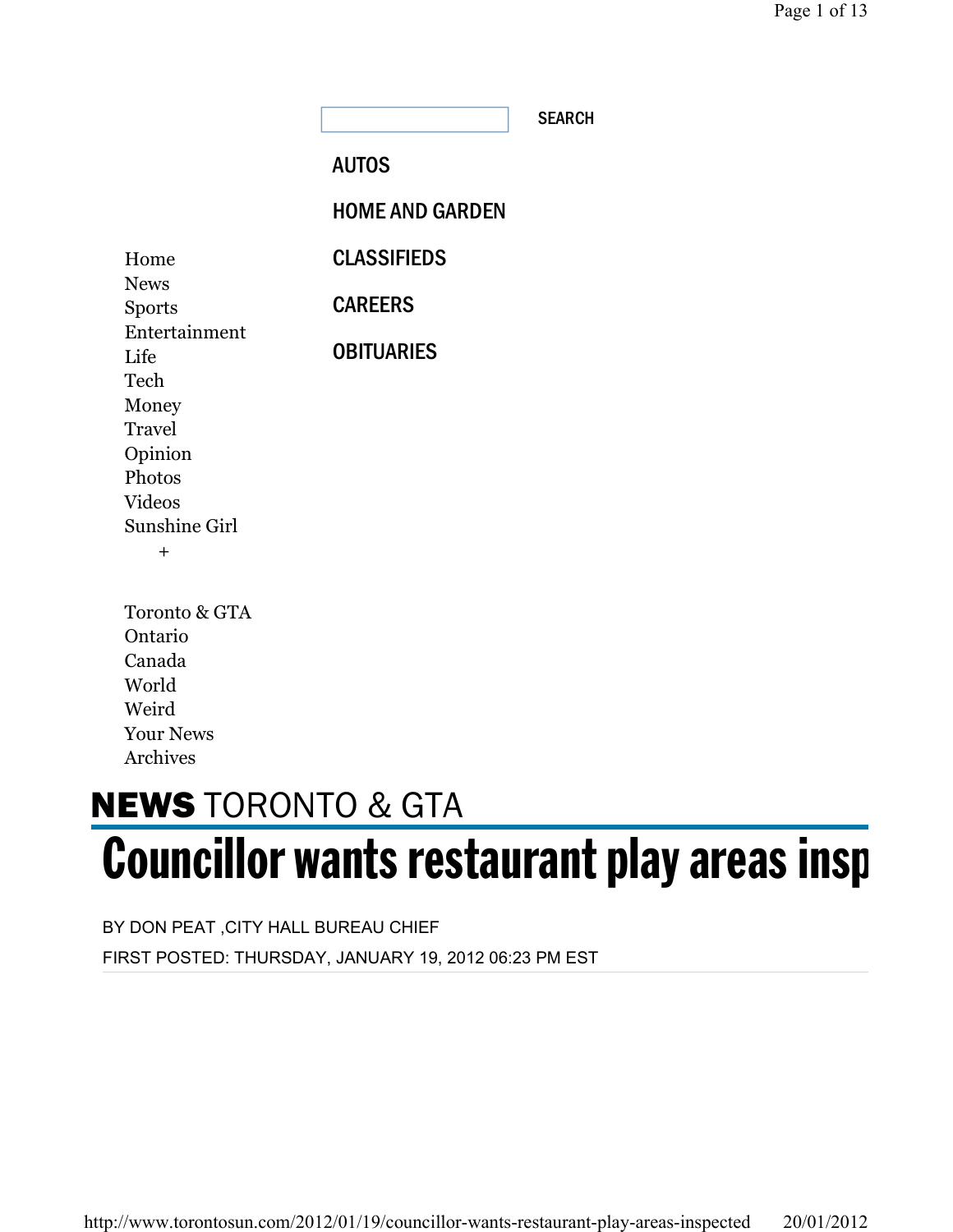SEARCH

AUTOS

HOME AND GARDEN

CLASSIFIEDS

CAREERS

OBITUARIES

Home
News
Sports
Entertainment
Life
Tech
Money
Travel
Opinion
Photos
Videos
Sunshine Girl
+

Toronto & GTA
Ontario
Canada
World
Weird
Your News
Archives

**NEWS** TORONTO & GTA

# Councillor wants restaurant play areas insp

BY DON PEAT ,CITY HALL BUREAU CHIEF

FIRST POSTED: THURSDAY, JANUARY 19, 2012 06:23 PM EST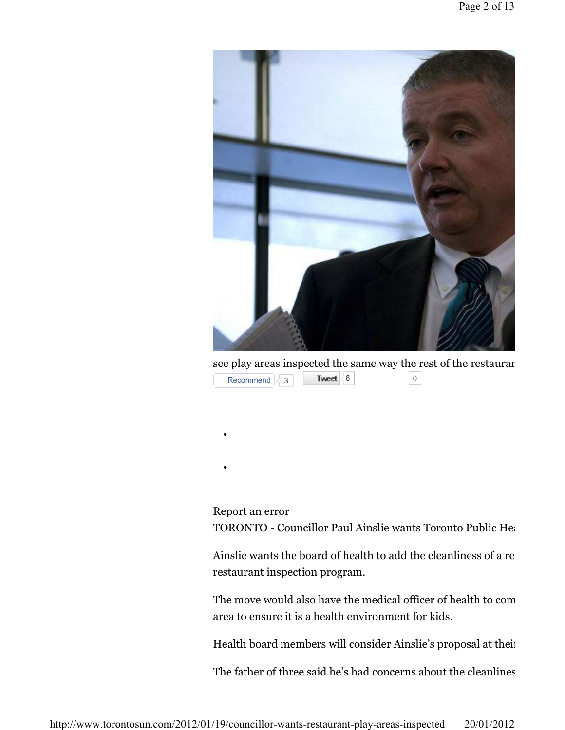see play areas inspected the same way the rest of the restauran

Recommend 3 Tweet 8 0

Report an error

TORONTO - Councillor Paul Ainslie wants Toronto Public He

Ainslie wants the board of health to add the cleanliness of a re restaurant inspection program.

The move would also have the medical officer of health to com area to ensure it is a health environment for kids.

Health board members will consider Ainslie's proposal at thei

The father of three said he's had concerns about the cleanlines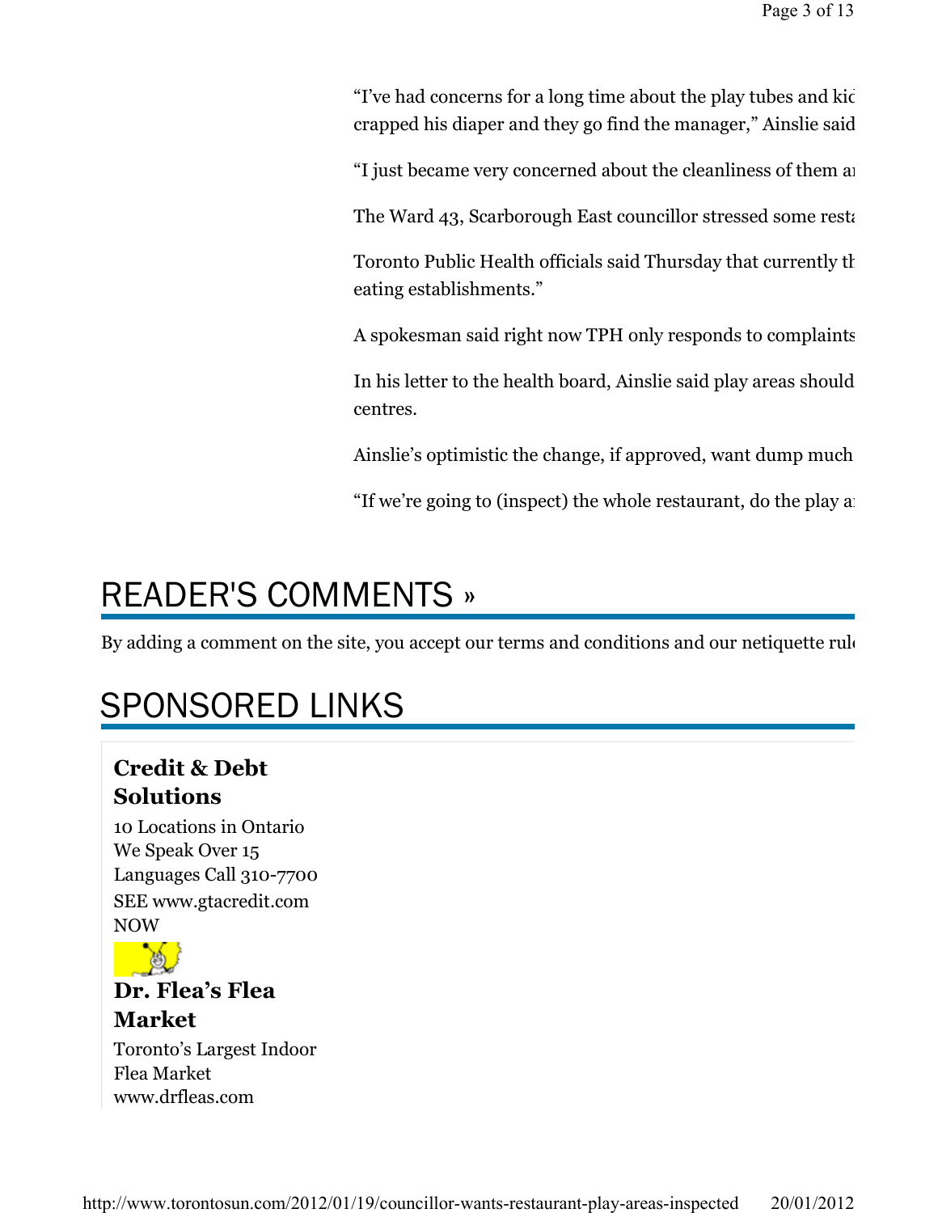"I've had concerns for a long time about the play tubes and kic crapped his diaper and they go find the manager," Ainslie said

"I just became very concerned about the cleanliness of them a

The Ward 43, Scarborough East councillor stressed some resta

Toronto Public Health officials said Thursday that currently th eating establishments."

A spokesman said right now TPH only responds to complaints

In his letter to the health board, Ainslie said play areas should centres.

Ainslie's optimistic the change, if approved, want dump much

"If we're going to (inspect) the whole restaurant, do the play a

## READER'S COMMENTS »

By adding a comment on the site, you accept our terms and conditions and our netiquette rul

## SPONSORED LINKS

**Credit & Debt Solutions**

10 Locations in Ontario We Speak Over 15 Languages Call 310-7700 SEE www.gtacredit.com NOW

**Dr. Flea's Flea Market**

Toronto's Largest Indoor Flea Market www.drfleas.com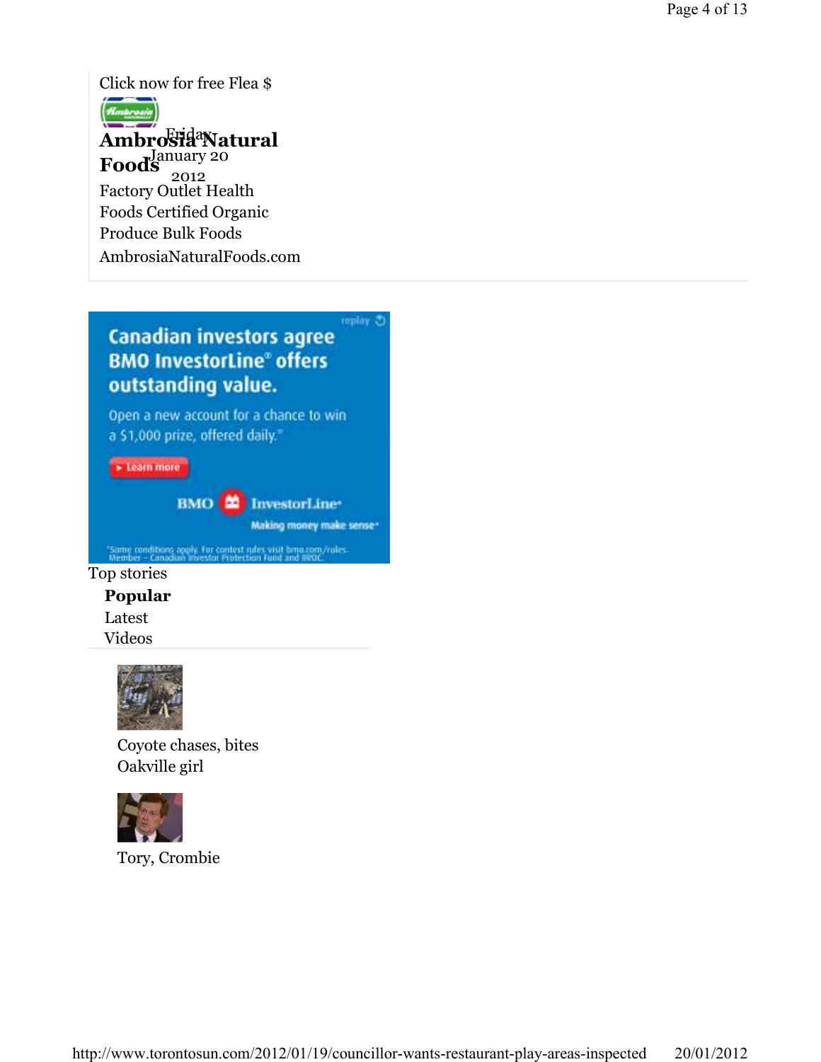Click now for free Flea $

**Ambrosia Natural Foods**

Friday
January 20
2012

Factory Outlet Health Foods Certified Organic Produce Bulk Foods

AmbrosiaNaturalFoods.com

Canadian investors agree BMO InvestorLine® offers outstanding value.

Open a new account for a chance to win a $1,000 prize, offered daily.*

▸ Learn more

BMO InvestorLine

Making money make sense®

*Some conditions apply. For contest rules visit bmo.com/rules. Member – Canadian Investor Protection Fund and IIROC.

Top stories

**Popular**

Latest

Videos

Coyote chases, bites Oakville girl

Tory, Crombie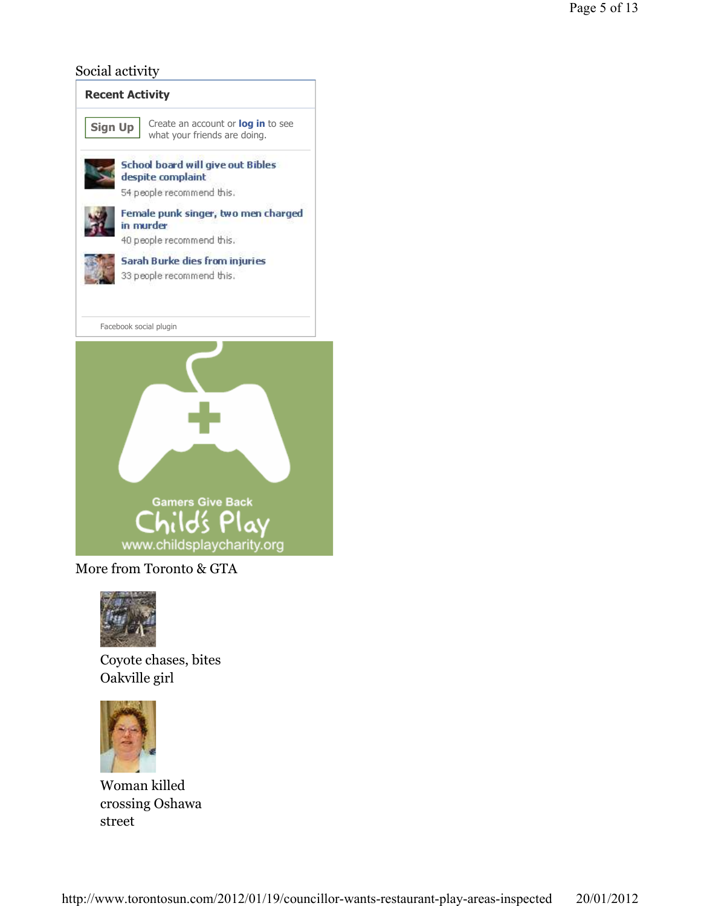Social activity

**Recent Activity**

Sign Up — Create an account or **log in** to see what your friends are doing.

School board will give out Bibles despite complaint
54 people recommend this.

Female punk singer, two men charged in murder
40 people recommend this.

Sarah Burke dies from injuries
33 people recommend this.

Facebook social plugin

Gamers Give Back
Child's Play
www.childsplaycharity.org

More from Toronto & GTA

Coyote chases, bites Oakville girl

Woman killed crossing Oshawa street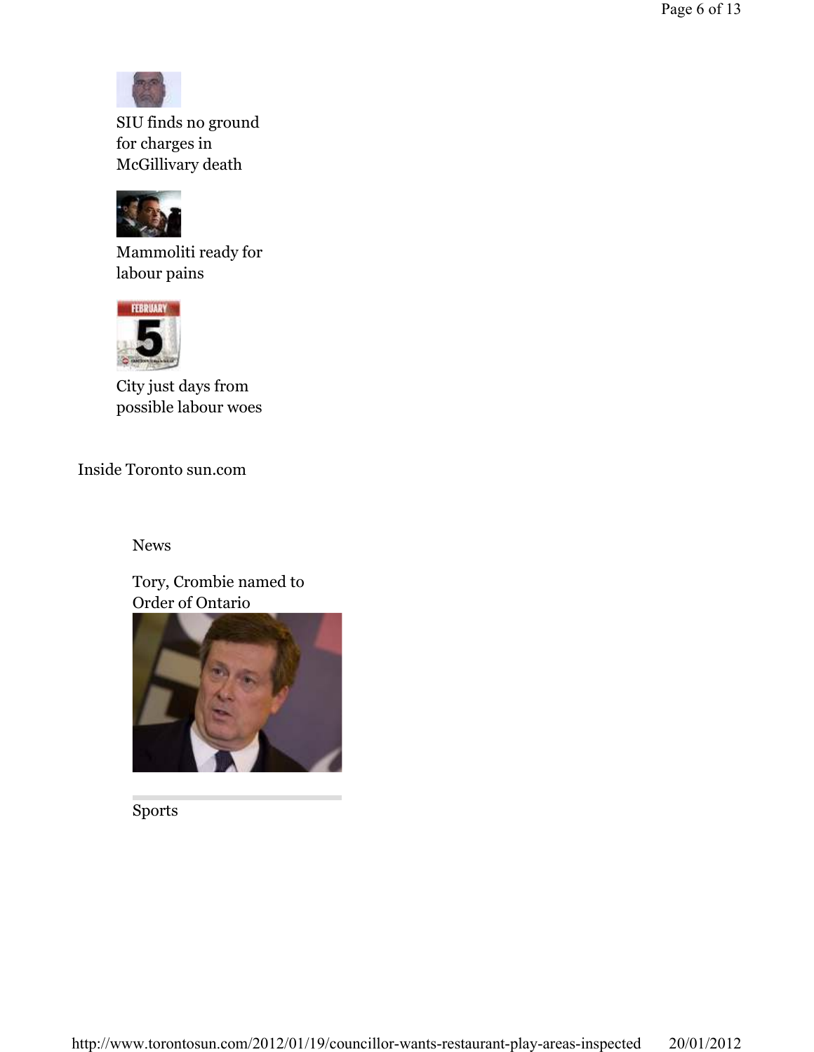SIU finds no ground for charges in McGillivary death

Mammoliti ready for labour pains

City just days from possible labour woes

Inside Toronto sun.com

News

Tory, Crombie named to Order of Ontario

Sports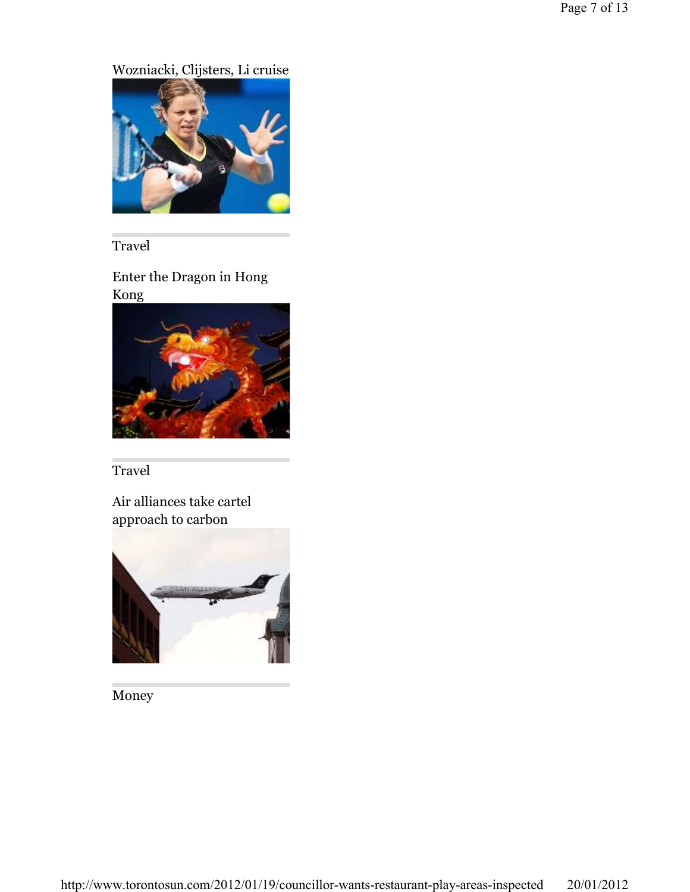Wozniacki, Clijsters, Li cruise

Travel

Enter the Dragon in Hong Kong

Travel

Air alliances take cartel approach to carbon

Money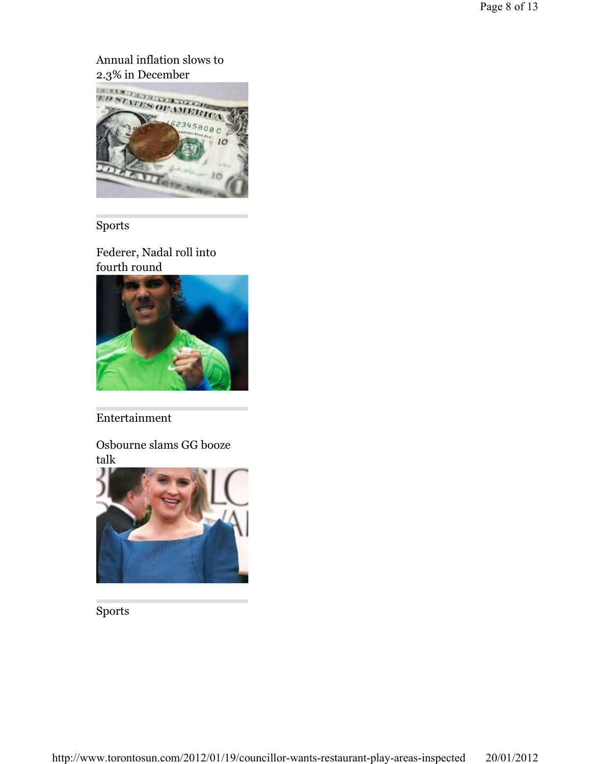Annual inflation slows to 2.3% in December

Sports

Federer, Nadal roll into fourth round

Entertainment

Osbourne slams GG booze talk

Sports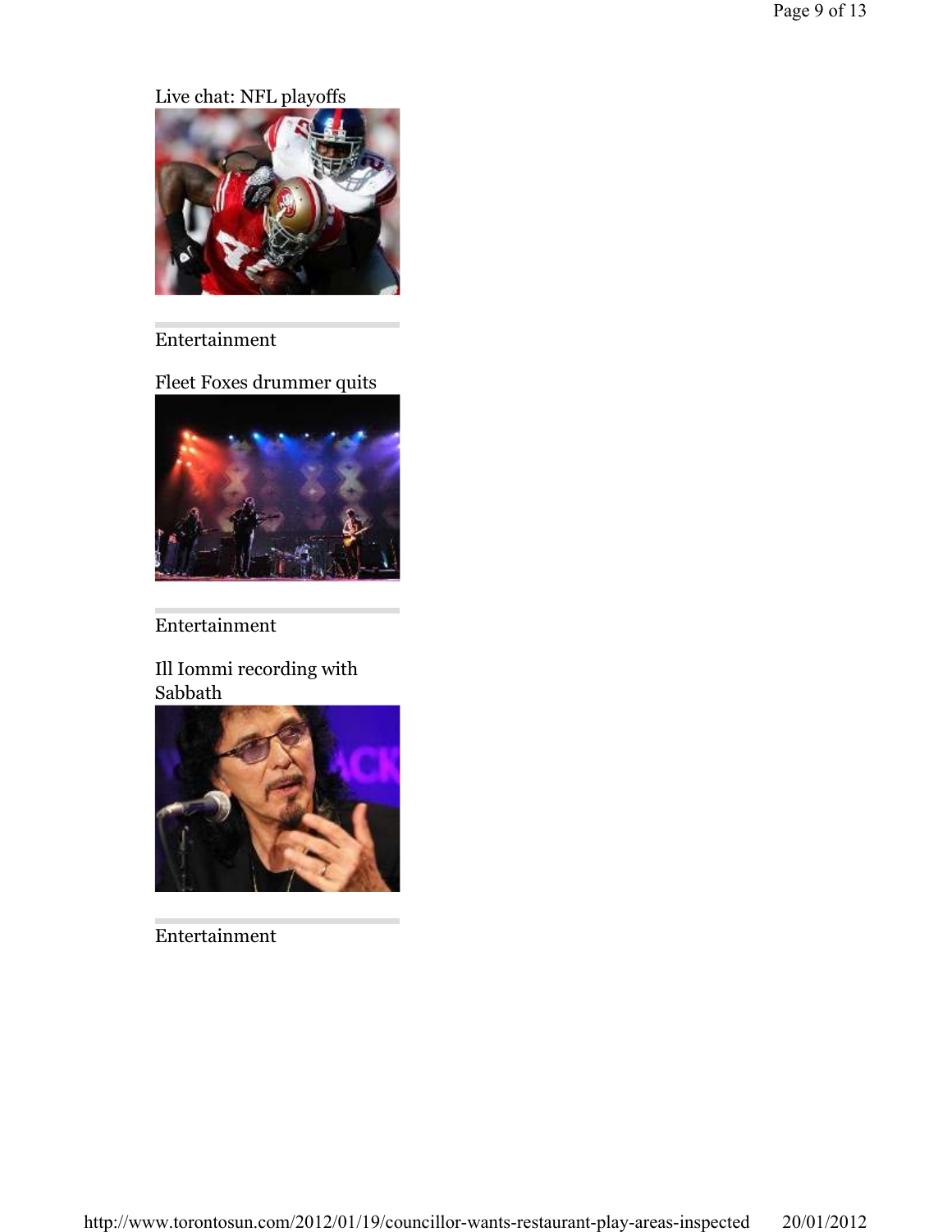Live chat: NFL playoffs

Entertainment

Fleet Foxes drummer quits

Entertainment

Ill Iommi recording with Sabbath

Entertainment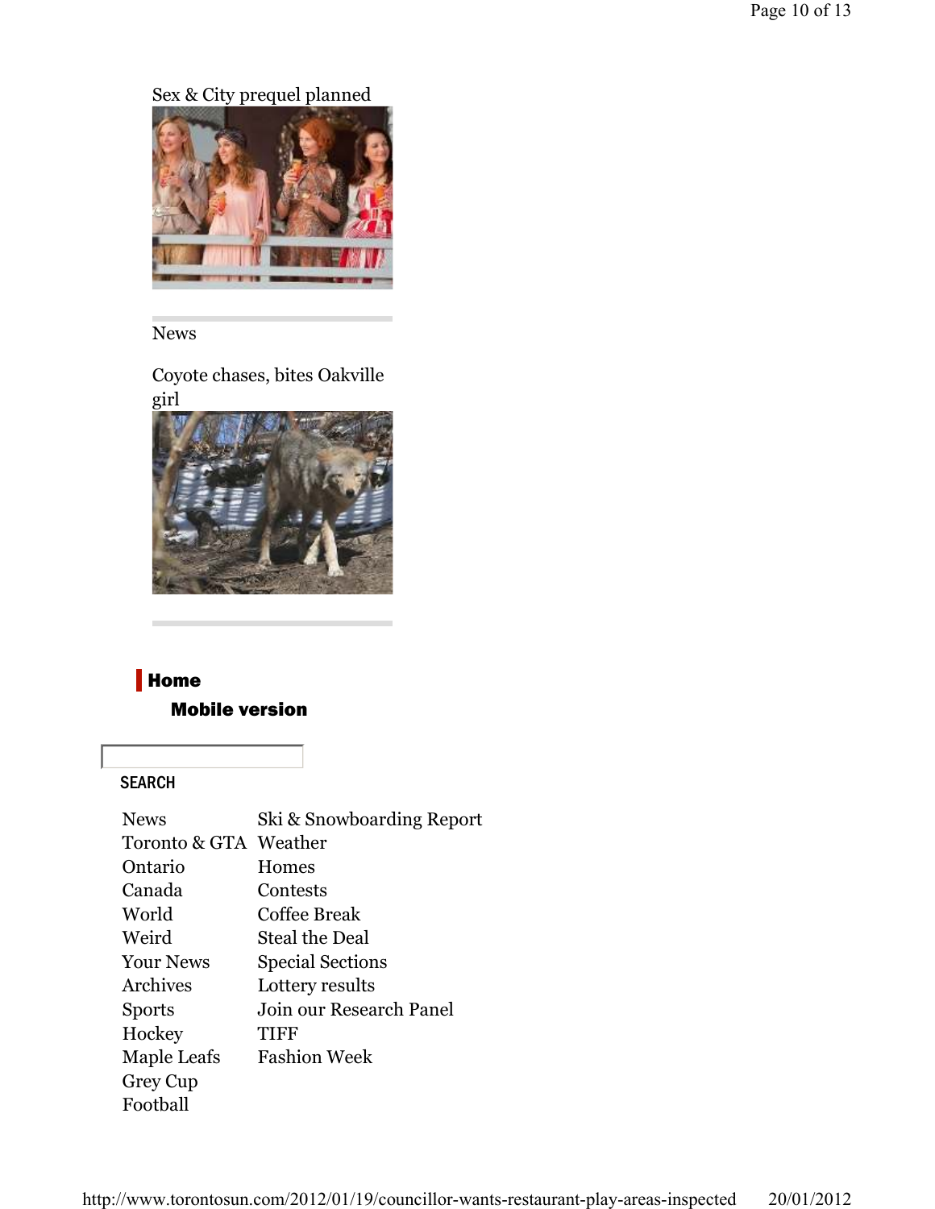Sex & City prequel planned

News

Coyote chases, bites Oakville girl

**Home**

**Mobile version**

SEARCH

- News
- Toronto & GTA
- Ontario
- Canada
- World
- Weird
- Your News
- Archives
- Sports
- Hockey
- Maple Leafs
- Grey Cup
- Football
- Ski & Snowboarding Report
- Weather
- Homes
- Contests
- Coffee Break
- Steal the Deal
- Special Sections
- Lottery results
- Join our Research Panel
- TIFF
- Fashion Week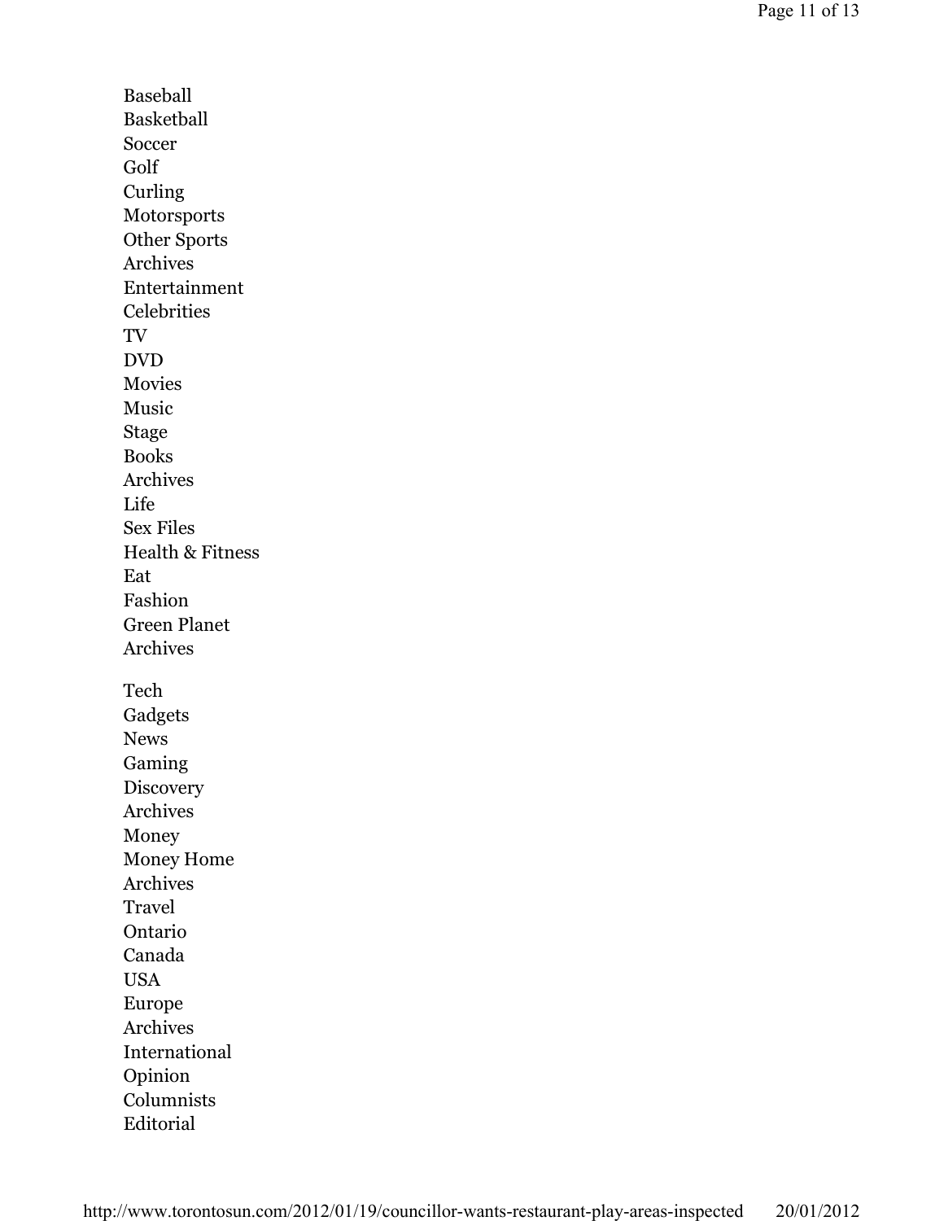Baseball
Basketball
Soccer
Golf
Curling
Motorsports
Other Sports
Archives
Entertainment
Celebrities
TV
DVD
Movies
Music
Stage
Books
Archives
Life
Sex Files
Health & Fitness
Eat
Fashion
Green Planet
Archives

Tech
Gadgets
News
Gaming
Discovery
Archives
Money
Money Home
Archives
Travel
Ontario
Canada
USA
Europe
Archives
International
Opinion
Columnists
Editorial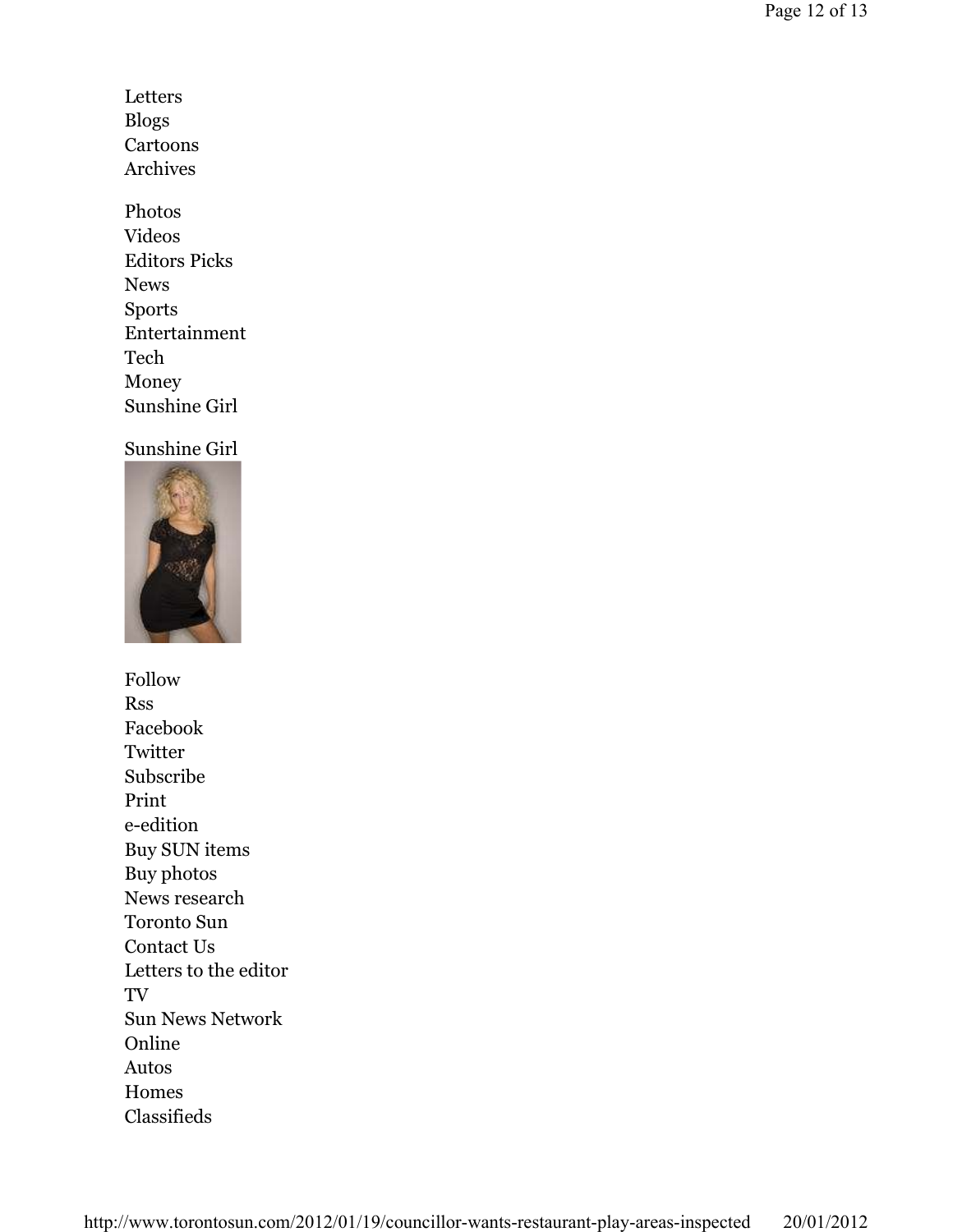Letters
Blogs
Cartoons
Archives

Photos
Videos
Editors Picks
News
Sports
Entertainment
Tech
Money
Sunshine Girl

Sunshine Girl

Follow
Rss
Facebook
Twitter
Subscribe
Print
e-edition
Buy SUN items
Buy photos
News research
Toronto Sun
Contact Us
Letters to the editor
TV
Sun News Network
Online
Autos
Homes
Classifieds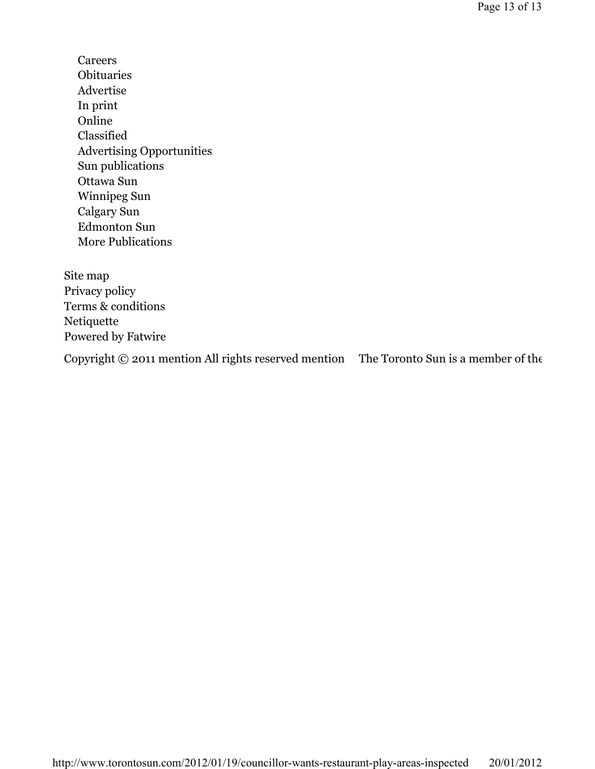- Careers
- Obituaries
- Advertise
- In print
- Online
- Classified
- Advertising Opportunities
- Sun publications
- Ottawa Sun
- Winnipeg Sun
- Calgary Sun
- Edmonton Sun
- More Publications

Site map
Privacy policy
Terms & conditions
Netiquette
Powered by Fatwire

Copyright © 2011 mention All rights reserved mention The Toronto Sun is a member of the